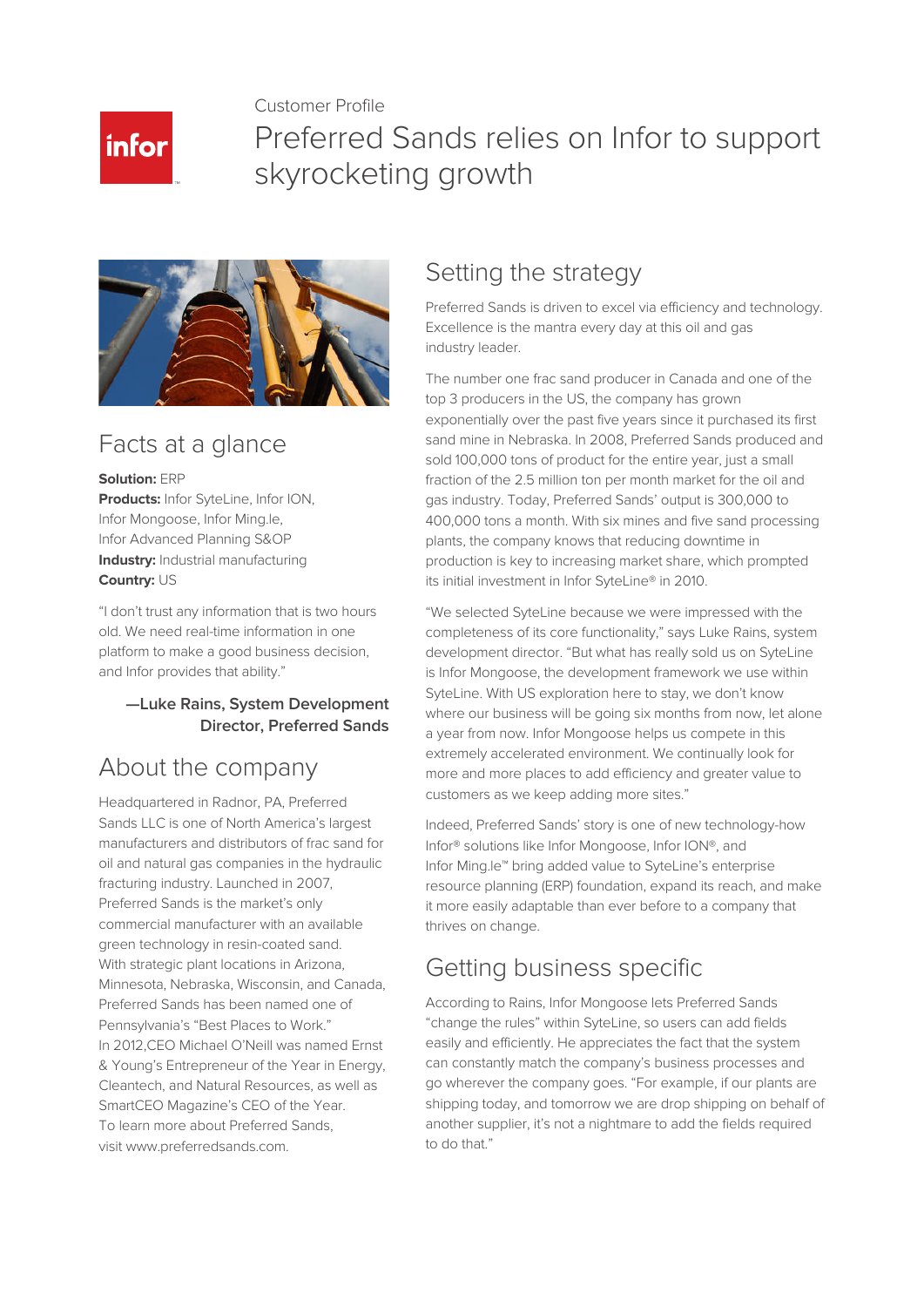Customer Profile

# Preferred Sands relies on Infor to support skyrocketing growth

## Facts at a glance

**Solution:** ERP
**Products:** Infor SyteLine, Infor ION, Infor Mongoose, Infor Ming.le, Infor Advanced Planning S&OP
**Industry:** Industrial manufacturing
**Country:** US

"I don't trust any information that is two hours old. We need real-time information in one platform to make a good business decision, and Infor provides that ability."

**—Luke Rains, System Development Director, Preferred Sands**

## About the company

Headquartered in Radnor, PA, Preferred Sands LLC is one of North America's largest manufacturers and distributors of frac sand for oil and natural gas companies in the hydraulic fracturing industry. Launched in 2007, Preferred Sands is the market's only commercial manufacturer with an available green technology in resin-coated sand. With strategic plant locations in Arizona, Minnesota, Nebraska, Wisconsin, and Canada, Preferred Sands has been named one of Pennsylvania's "Best Places to Work." In 2012,CEO Michael O'Neill was named Ernst & Young's Entrepreneur of the Year in Energy, Cleantech, and Natural Resources, as well as SmartCEO Magazine's CEO of the Year. To learn more about Preferred Sands, visit www.preferredsands.com.

## Setting the strategy

Preferred Sands is driven to excel via efficiency and technology. Excellence is the mantra every day at this oil and gas industry leader.

The number one frac sand producer in Canada and one of the top 3 producers in the US, the company has grown exponentially over the past five years since it purchased its first sand mine in Nebraska. In 2008, Preferred Sands produced and sold 100,000 tons of product for the entire year, just a small fraction of the 2.5 million ton per month market for the oil and gas industry. Today, Preferred Sands' output is 300,000 to 400,000 tons a month. With six mines and five sand processing plants, the company knows that reducing downtime in production is key to increasing market share, which prompted its initial investment in Infor SyteLine® in 2010.

"We selected SyteLine because we were impressed with the completeness of its core functionality," says Luke Rains, system development director. "But what has really sold us on SyteLine is Infor Mongoose, the development framework we use within SyteLine. With US exploration here to stay, we don't know where our business will be going six months from now, let alone a year from now. Infor Mongoose helps us compete in this extremely accelerated environment. We continually look for more and more places to add efficiency and greater value to customers as we keep adding more sites."

Indeed, Preferred Sands' story is one of new technology-how Infor® solutions like Infor Mongoose, Infor ION®, and Infor Ming.le™ bring added value to SyteLine's enterprise resource planning (ERP) foundation, expand its reach, and make it more easily adaptable than ever before to a company that thrives on change.

## Getting business specific

According to Rains, Infor Mongoose lets Preferred Sands "change the rules" within SyteLine, so users can add fields easily and efficiently. He appreciates the fact that the system can constantly match the company's business processes and go wherever the company goes. "For example, if our plants are shipping today, and tomorrow we are drop shipping on behalf of another supplier, it's not a nightmare to add the fields required to do that."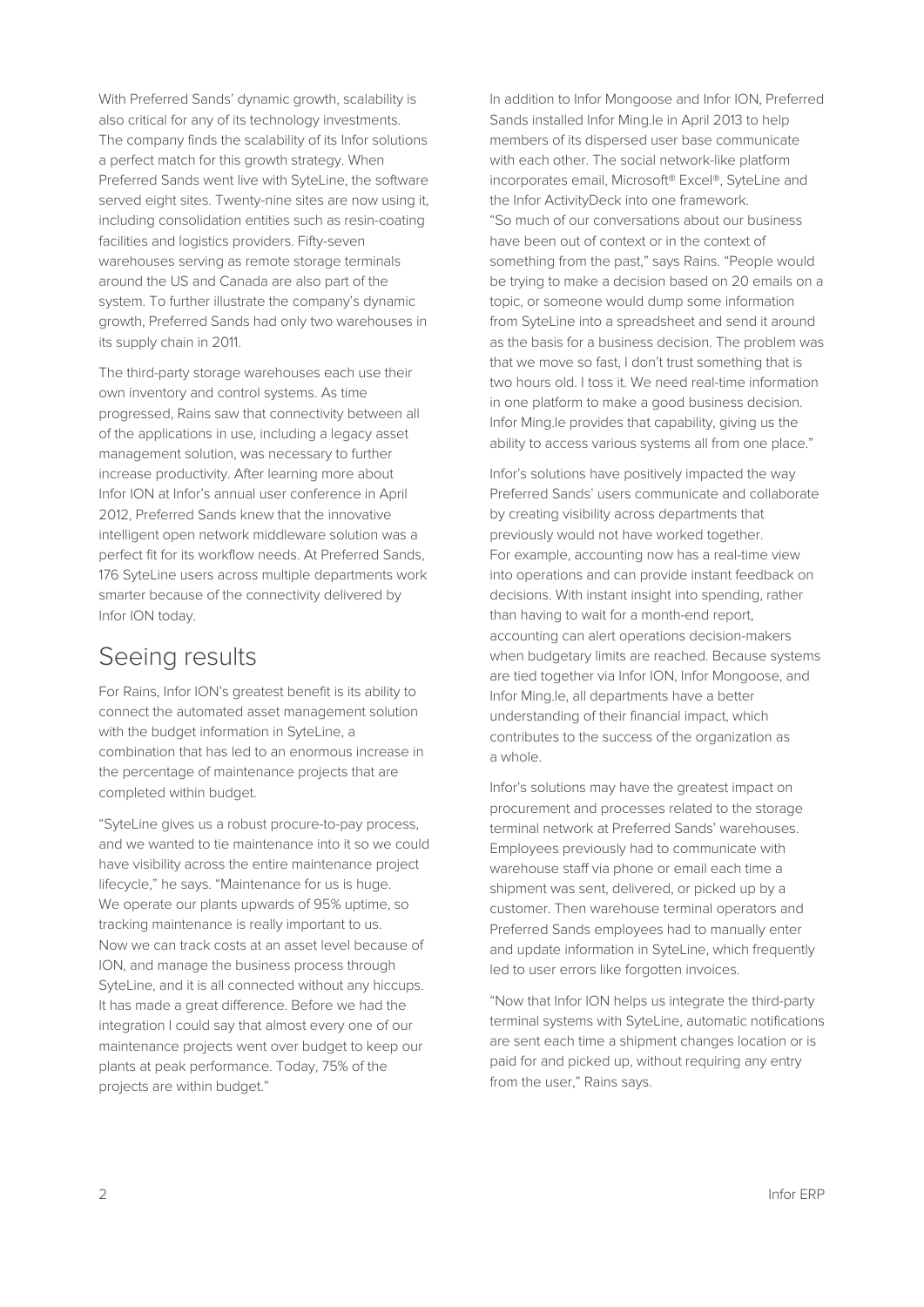With Preferred Sands' dynamic growth, scalability is also critical for any of its technology investments. The company finds the scalability of its Infor solutions a perfect match for this growth strategy. When Preferred Sands went live with SyteLine, the software served eight sites. Twenty-nine sites are now using it, including consolidation entities such as resin-coating facilities and logistics providers. Fifty-seven warehouses serving as remote storage terminals around the US and Canada are also part of the system. To further illustrate the company's dynamic growth, Preferred Sands had only two warehouses in its supply chain in 2011.

The third-party storage warehouses each use their own inventory and control systems. As time progressed, Rains saw that connectivity between all of the applications in use, including a legacy asset management solution, was necessary to further increase productivity. After learning more about Infor ION at Infor's annual user conference in April 2012, Preferred Sands knew that the innovative intelligent open network middleware solution was a perfect fit for its workflow needs. At Preferred Sands, 176 SyteLine users across multiple departments work smarter because of the connectivity delivered by Infor ION today.

## Seeing results

For Rains, Infor ION's greatest benefit is its ability to connect the automated asset management solution with the budget information in SyteLine, a combination that has led to an enormous increase in the percentage of maintenance projects that are completed within budget.

"SyteLine gives us a robust procure-to-pay process, and we wanted to tie maintenance into it so we could have visibility across the entire maintenance project lifecycle," he says. "Maintenance for us is huge. We operate our plants upwards of 95% uptime, so tracking maintenance is really important to us. Now we can track costs at an asset level because of ION, and manage the business process through SyteLine, and it is all connected without any hiccups. It has made a great difference. Before we had the integration I could say that almost every one of our maintenance projects went over budget to keep our plants at peak performance. Today, 75% of the projects are within budget."

In addition to Infor Mongoose and Infor ION, Preferred Sands installed Infor Ming.le in April 2013 to help members of its dispersed user base communicate with each other. The social network-like platform incorporates email, Microsoft® Excel®, SyteLine and the Infor ActivityDeck into one framework. "So much of our conversations about our business have been out of context or in the context of something from the past," says Rains. "People would be trying to make a decision based on 20 emails on a topic, or someone would dump some information from SyteLine into a spreadsheet and send it around as the basis for a business decision. The problem was that we move so fast, I don't trust something that is two hours old. I toss it. We need real-time information in one platform to make a good business decision. Infor Ming.le provides that capability, giving us the ability to access various systems all from one place."

Infor's solutions have positively impacted the way Preferred Sands' users communicate and collaborate by creating visibility across departments that previously would not have worked together. For example, accounting now has a real-time view into operations and can provide instant feedback on decisions. With instant insight into spending, rather than having to wait for a month-end report, accounting can alert operations decision-makers when budgetary limits are reached. Because systems are tied together via Infor ION, Infor Mongoose, and Infor Ming.le, all departments have a better understanding of their financial impact, which contributes to the success of the organization as a whole.

Infor's solutions may have the greatest impact on procurement and processes related to the storage terminal network at Preferred Sands' warehouses. Employees previously had to communicate with warehouse staff via phone or email each time a shipment was sent, delivered, or picked up by a customer. Then warehouse terminal operators and Preferred Sands employees had to manually enter and update information in SyteLine, which frequently led to user errors like forgotten invoices.

"Now that Infor ION helps us integrate the third-party terminal systems with SyteLine, automatic notifications are sent each time a shipment changes location or is paid for and picked up, without requiring any entry from the user," Rains says.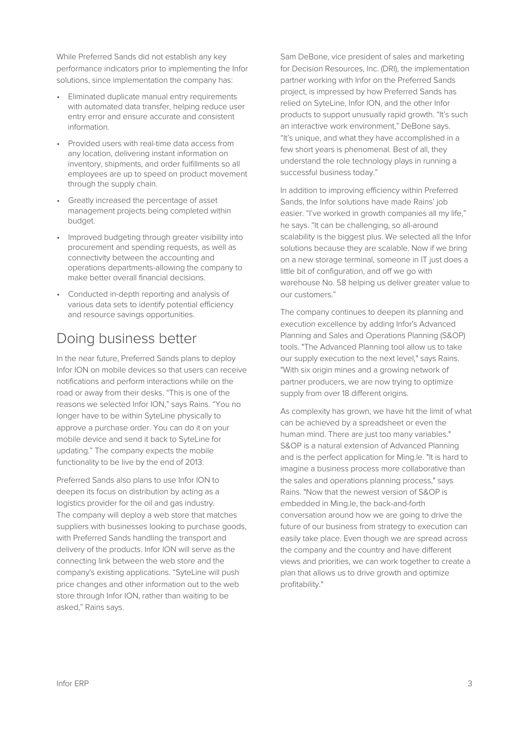While Preferred Sands did not establish any key performance indicators prior to implementing the Infor solutions, since implementation the company has:

- Eliminated duplicate manual entry requirements with automated data transfer, helping reduce user entry error and ensure accurate and consistent information.
- Provided users with real-time data access from any location, delivering instant information on inventory, shipments, and order fulfillments so all employees are up to speed on product movement through the supply chain.
- Greatly increased the percentage of asset management projects being completed within budget.
- Improved budgeting through greater visibility into procurement and spending requests, as well as connectivity between the accounting and operations departments-allowing the company to make better overall financial decisions.
- Conducted in-depth reporting and analysis of various data sets to identify potential efficiency and resource savings opportunities.

## Doing business better

In the near future, Preferred Sands plans to deploy Infor ION on mobile devices so that users can receive notifications and perform interactions while on the road or away from their desks. "This is one of the reasons we selected Infor ION," says Rains. "You no longer have to be within SyteLine physically to approve a purchase order. You can do it on your mobile device and send it back to SyteLine for updating." The company expects the mobile functionality to be live by the end of 2013.

Preferred Sands also plans to use Infor ION to deepen its focus on distribution by acting as a logistics provider for the oil and gas industry. The company will deploy a web store that matches suppliers with businesses looking to purchase goods, with Preferred Sands handling the transport and delivery of the products. Infor ION will serve as the connecting link between the web store and the company's existing applications. "SyteLine will push price changes and other information out to the web store through Infor ION, rather than waiting to be asked," Rains says.

Sam DeBone, vice president of sales and marketing for Decision Resources, Inc. (DRI), the implementation partner working with Infor on the Preferred Sands project, is impressed by how Preferred Sands has relied on SyteLine, Infor ION, and the other Infor products to support unusually rapid growth. "It's such an interactive work environment," DeBone says. "It's unique, and what they have accomplished in a few short years is phenomenal. Best of all, they understand the role technology plays in running a successful business today."

In addition to improving efficiency within Preferred Sands, the Infor solutions have made Rains' job easier. "I've worked in growth companies all my life," he says. "It can be challenging, so all-around scalability is the biggest plus. We selected all the Infor solutions because they are scalable. Now if we bring on a new storage terminal, someone in IT just does a little bit of configuration, and off we go with warehouse No. 58 helping us deliver greater value to our customers."

The company continues to deepen its planning and execution excellence by adding Infor's Advanced Planning and Sales and Operations Planning (S&OP) tools. "The Advanced Planning tool allow us to take our supply execution to the next level," says Rains. "With six origin mines and a growing network of partner producers, we are now trying to optimize supply from over 18 different origins.

As complexity has grown, we have hit the limit of what can be achieved by a spreadsheet or even the human mind. There are just too many variables." S&OP is a natural extension of Advanced Planning and is the perfect application for Ming.le. "It is hard to imagine a business process more collaborative than the sales and operations planning process," says Rains. "Now that the newest version of S&OP is embedded in Ming.le, the back-and-forth conversation around how we are going to drive the future of our business from strategy to execution can easily take place. Even though we are spread across the company and the country and have different views and priorities, we can work together to create a plan that allows us to drive growth and optimize profitability."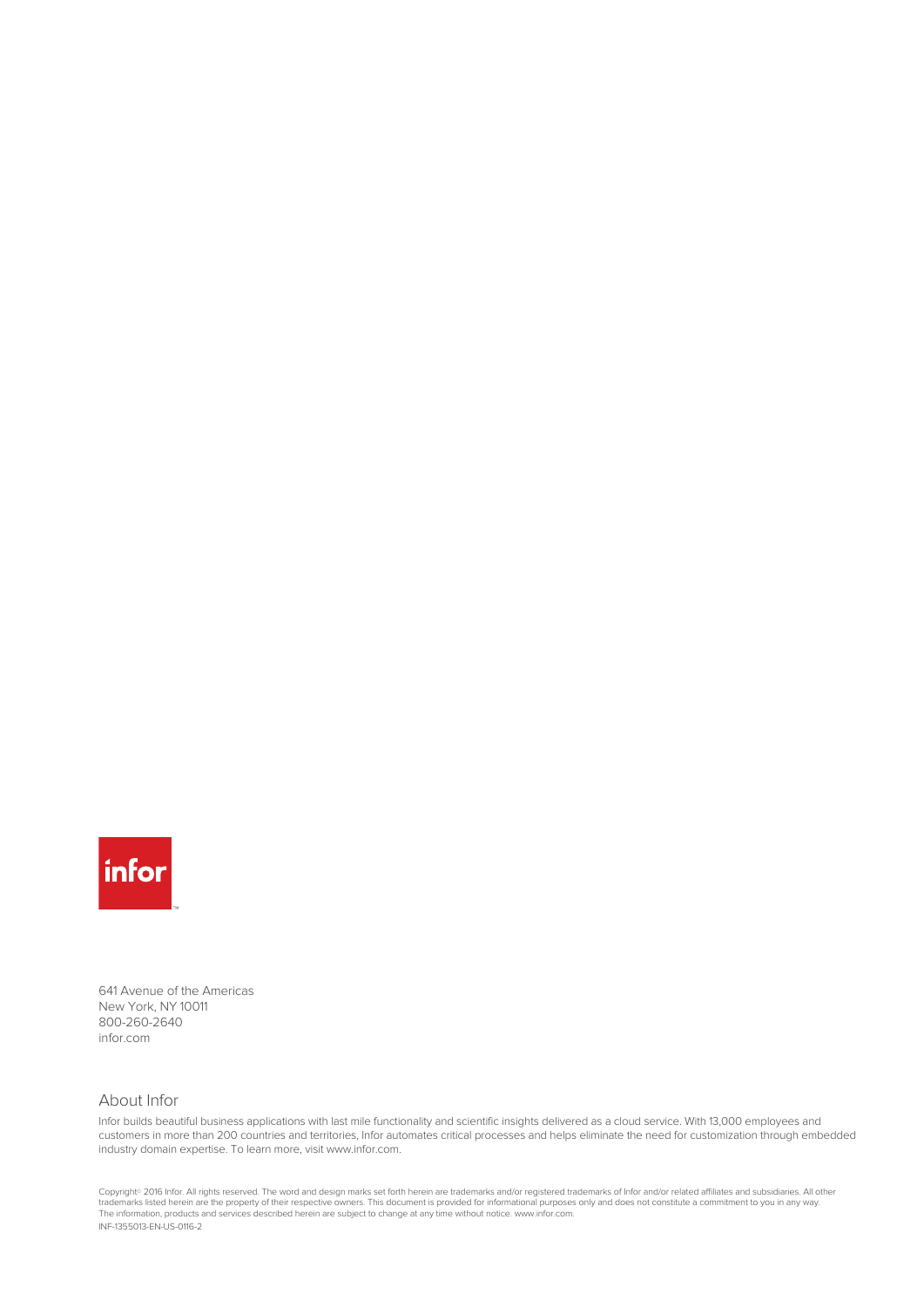infor

641 Avenue of the Americas
New York, NY 10011
800-260-2640
infor.com

## About Infor

Infor builds beautiful business applications with last mile functionality and scientific insights delivered as a cloud service. With 13,000 employees and customers in more than 200 countries and territories, Infor automates critical processes and helps eliminate the need for customization through embedded industry domain expertise. To learn more, visit www.infor.com.

Copyright© 2016 Infor. All rights reserved. The word and design marks set forth herein are trademarks and/or registered trademarks of Infor and/or related affiliates and subsidiaries. All other trademarks listed herein are the property of their respective owners. This document is provided for informational purposes only and does not constitute a commitment to you in any way. The information, products and services described herein are subject to change at any time without notice. www.infor.com.
INF-1355013-EN-US-0116-2